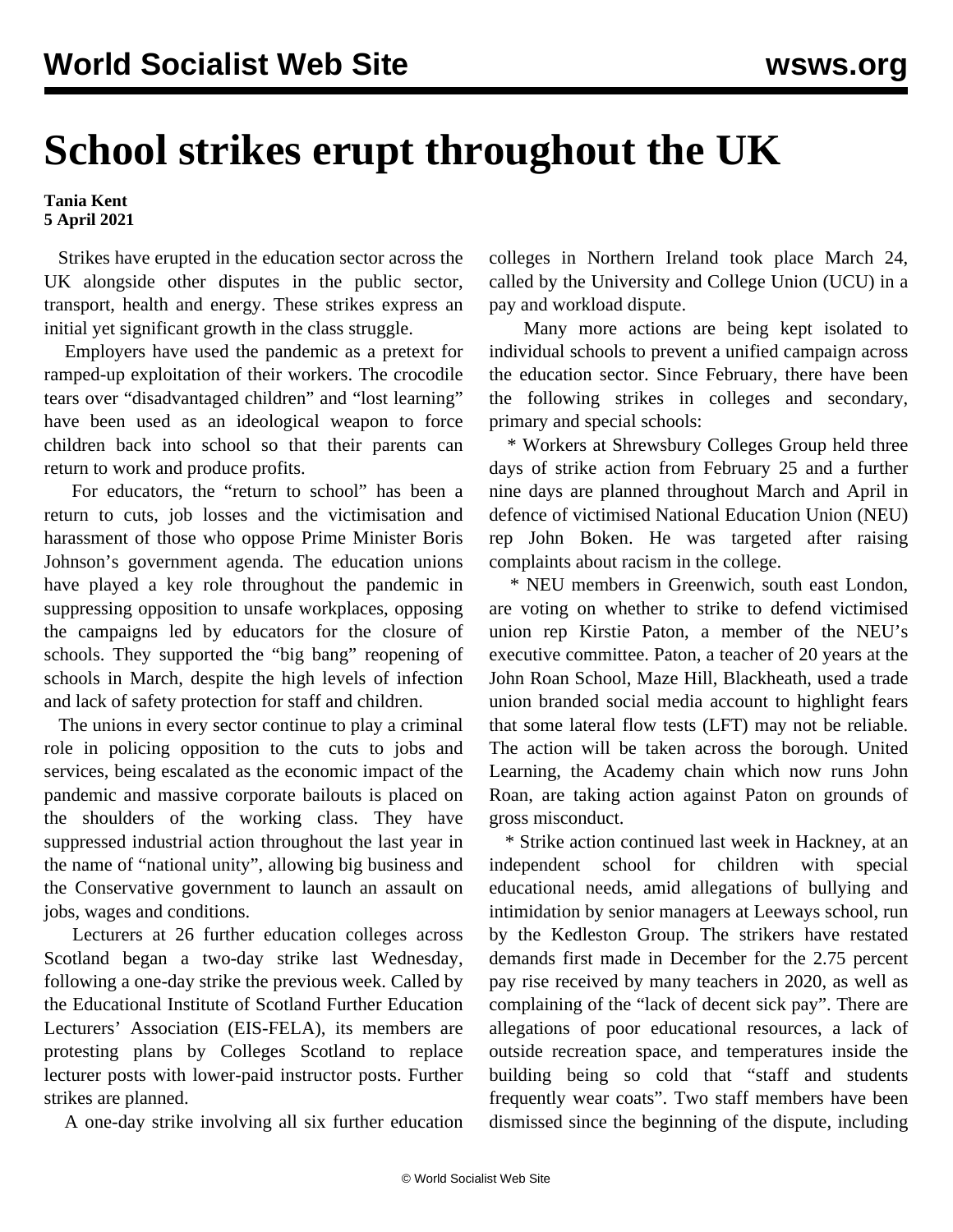# School strikes erupt throughout the UK

**Tania Kent**
**5 April 2021**

Strikes have erupted in the education sector across the UK alongside other disputes in the public sector, transport, health and energy. These strikes express an initial yet significant growth in the class struggle.

Employers have used the pandemic as a pretext for ramped-up exploitation of their workers. The crocodile tears over "disadvantaged children" and "lost learning" have been used as an ideological weapon to force children back into school so that their parents can return to work and produce profits.

For educators, the "return to school" has been a return to cuts, job losses and the victimisation and harassment of those who oppose Prime Minister Boris Johnson's government agenda. The education unions have played a key role throughout the pandemic in suppressing opposition to unsafe workplaces, opposing the campaigns led by educators for the closure of schools. They supported the "big bang" reopening of schools in March, despite the high levels of infection and lack of safety protection for staff and children.

The unions in every sector continue to play a criminal role in policing opposition to the cuts to jobs and services, being escalated as the economic impact of the pandemic and massive corporate bailouts is placed on the shoulders of the working class. They have suppressed industrial action throughout the last year in the name of "national unity", allowing big business and the Conservative government to launch an assault on jobs, wages and conditions.

Lecturers at 26 further education colleges across Scotland began a two-day strike last Wednesday, following a one-day strike the previous week. Called by the Educational Institute of Scotland Further Education Lecturers' Association (EIS-FELA), its members are protesting plans by Colleges Scotland to replace lecturer posts with lower-paid instructor posts. Further strikes are planned.

A one-day strike involving all six further education colleges in Northern Ireland took place March 24, called by the University and College Union (UCU) in a pay and workload dispute.

Many more actions are being kept isolated to individual schools to prevent a unified campaign across the education sector. Since February, there have been the following strikes in colleges and secondary, primary and special schools:

* Workers at Shrewsbury Colleges Group held three days of strike action from February 25 and a further nine days are planned throughout March and April in defence of victimised National Education Union (NEU) rep John Boken. He was targeted after raising complaints about racism in the college.

* NEU members in Greenwich, south east London, are voting on whether to strike to defend victimised union rep Kirstie Paton, a member of the NEU's executive committee. Paton, a teacher of 20 years at the John Roan School, Maze Hill, Blackheath, used a trade union branded social media account to highlight fears that some lateral flow tests (LFT) may not be reliable. The action will be taken across the borough. United Learning, the Academy chain which now runs John Roan, are taking action against Paton on grounds of gross misconduct.

* Strike action continued last week in Hackney, at an independent school for children with special educational needs, amid allegations of bullying and intimidation by senior managers at Leeways school, run by the Kedleston Group. The strikers have restated demands first made in December for the 2.75 percent pay rise received by many teachers in 2020, as well as complaining of the "lack of decent sick pay". There are allegations of poor educational resources, a lack of outside recreation space, and temperatures inside the building being so cold that "staff and students frequently wear coats". Two staff members have been dismissed since the beginning of the dispute, including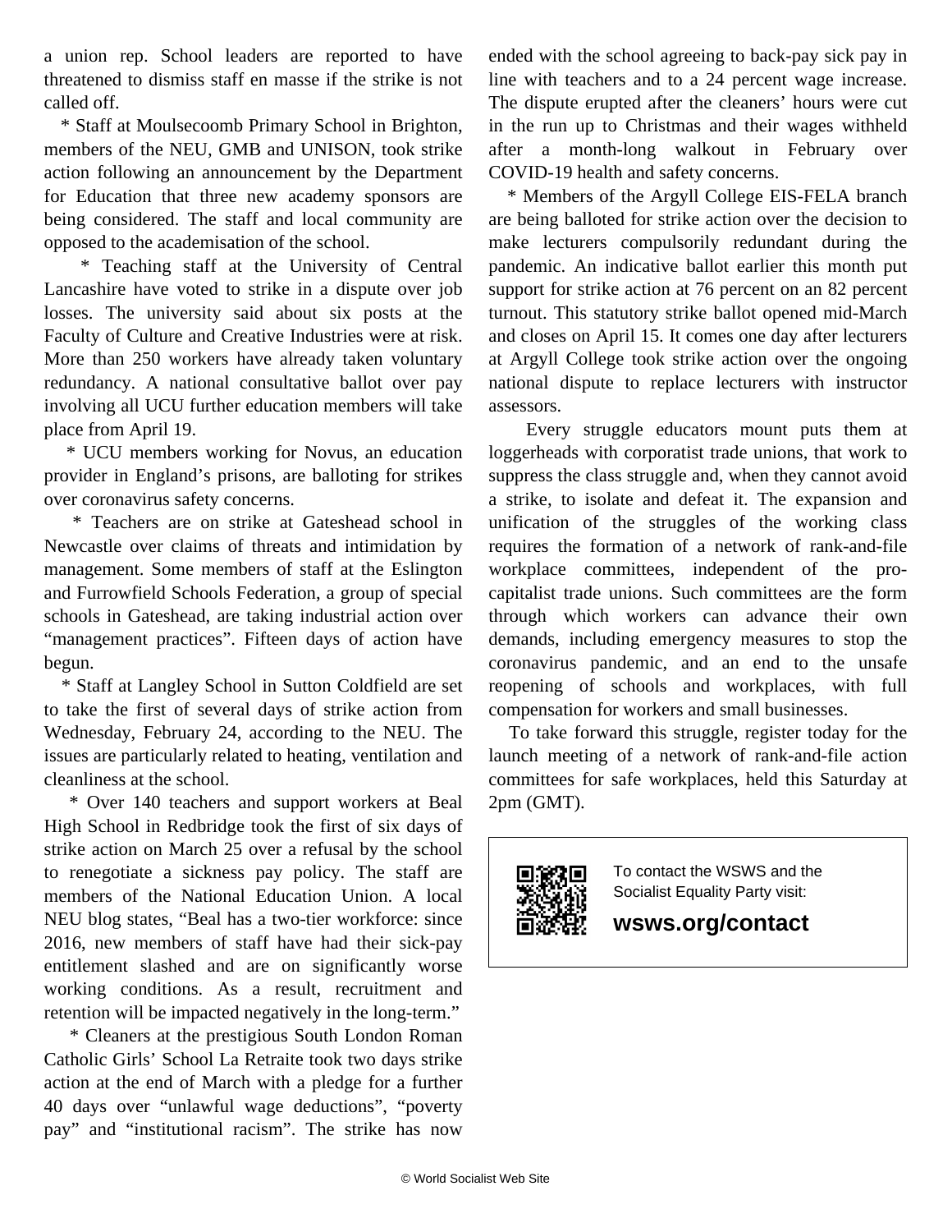a union rep. School leaders are reported to have threatened to dismiss staff en masse if the strike is not called off.

* Staff at Moulsecoomb Primary School in Brighton, members of the NEU, GMB and UNISON, took strike action following an announcement by the Department for Education that three new academy sponsors are being considered. The staff and local community are opposed to the academisation of the school.

* Teaching staff at the University of Central Lancashire have voted to strike in a dispute over job losses. The university said about six posts at the Faculty of Culture and Creative Industries were at risk. More than 250 workers have already taken voluntary redundancy. A national consultative ballot over pay involving all UCU further education members will take place from April 19.

* UCU members working for Novus, an education provider in England's prisons, are balloting for strikes over coronavirus safety concerns.

* Teachers are on strike at Gateshead school in Newcastle over claims of threats and intimidation by management. Some members of staff at the Eslington and Furrowfield Schools Federation, a group of special schools in Gateshead, are taking industrial action over "management practices". Fifteen days of action have begun.

* Staff at Langley School in Sutton Coldfield are set to take the first of several days of strike action from Wednesday, February 24, according to the NEU. The issues are particularly related to heating, ventilation and cleanliness at the school.

* Over 140 teachers and support workers at Beal High School in Redbridge took the first of six days of strike action on March 25 over a refusal by the school to renegotiate a sickness pay policy. The staff are members of the National Education Union. A local NEU blog states, "Beal has a two-tier workforce: since 2016, new members of staff have had their sick-pay entitlement slashed and are on significantly worse working conditions. As a result, recruitment and retention will be impacted negatively in the long-term."

* Cleaners at the prestigious South London Roman Catholic Girls' School La Retraite took two days strike action at the end of March with a pledge for a further 40 days over "unlawful wage deductions", "poverty pay" and "institutional racism". The strike has now ended with the school agreeing to back-pay sick pay in line with teachers and to a 24 percent wage increase. The dispute erupted after the cleaners' hours were cut in the run up to Christmas and their wages withheld after a month-long walkout in February over COVID-19 health and safety concerns.

* Members of the Argyll College EIS-FELA branch are being balloted for strike action over the decision to make lecturers compulsorily redundant during the pandemic. An indicative ballot earlier this month put support for strike action at 76 percent on an 82 percent turnout. This statutory strike ballot opened mid-March and closes on April 15. It comes one day after lecturers at Argyll College took strike action over the ongoing national dispute to replace lecturers with instructor assessors.

Every struggle educators mount puts them at loggerheads with corporatist trade unions, that work to suppress the class struggle and, when they cannot avoid a strike, to isolate and defeat it. The expansion and unification of the struggles of the working class requires the formation of a network of rank-and-file workplace committees, independent of the pro-capitalist trade unions. Such committees are the form through which workers can advance their own demands, including emergency measures to stop the coronavirus pandemic, and an end to the unsafe reopening of schools and workplaces, with full compensation for workers and small businesses.

To take forward this struggle, register today for the launch meeting of a network of rank-and-file action committees for safe workplaces, held this Saturday at 2pm (GMT).

To contact the WSWS and the Socialist Equality Party visit:

**wsws.org/contact**